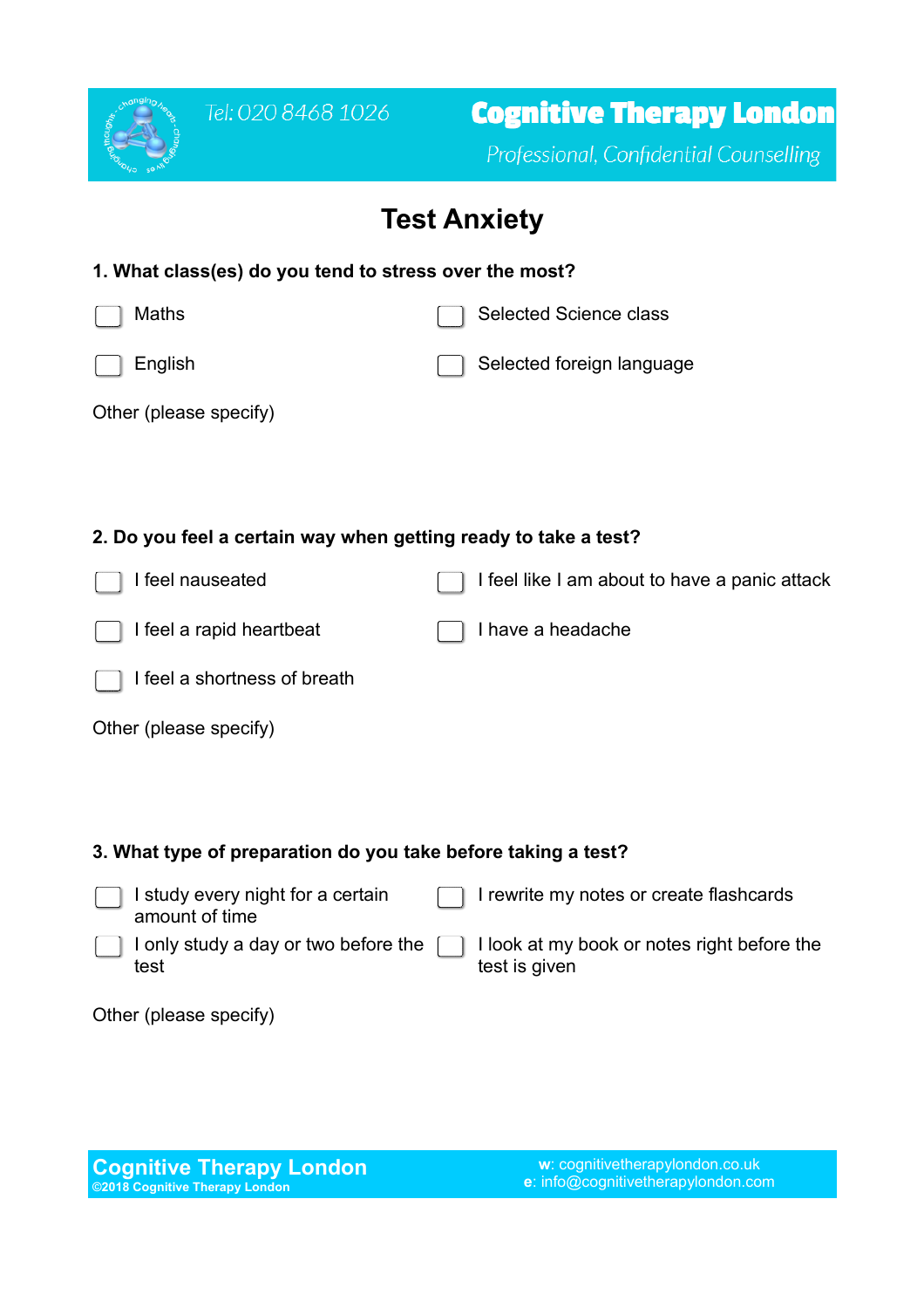# Test Anxiety

**1. What class(es) do you tend to stress over the most?**

- [ ] Maths
- [ ] Selected Science class
- [ ] English
- [ ] Selected foreign language

Other (please specify)

**2. Do you feel a certain way when getting ready to take a test?**

- [ ] I feel nauseated
- [ ] I feel like I am about to have a panic attack
- [ ] I feel a rapid heartbeat
- [ ] I have a headache
- [ ] I feel a shortness of breath

Other (please specify)

**3. What type of preparation do you take before taking a test?**

- [ ] I study every night for a certain amount of time
- [ ] I rewrite my notes or create flashcards
- [ ] I only study a day or two before the test
- [ ] I look at my book or notes right before the test is given

Other (please specify)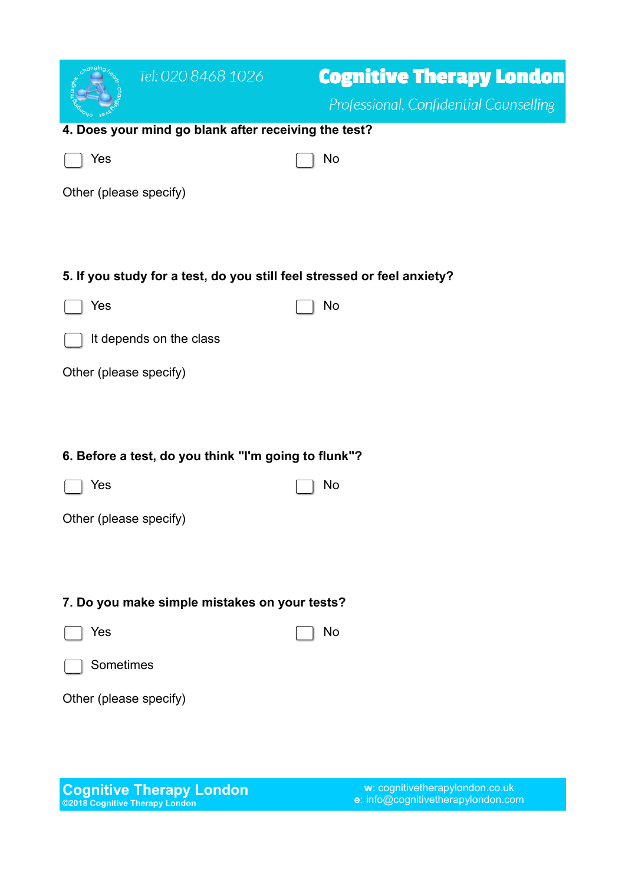**4. Does your mind go blank after receiving the test?**

- [ ] Yes
- [ ] No

Other (please specify)

**5. If you study for a test, do you still feel stressed or feel anxiety?**

- [ ] Yes
- [ ] No
- [ ] It depends on the class

Other (please specify)

**6. Before a test, do you think "I'm going to flunk"?**

- [ ] Yes
- [ ] No

Other (please specify)

**7. Do you make simple mistakes on your tests?**

- [ ] Yes
- [ ] No
- [ ] Sometimes

Other (please specify)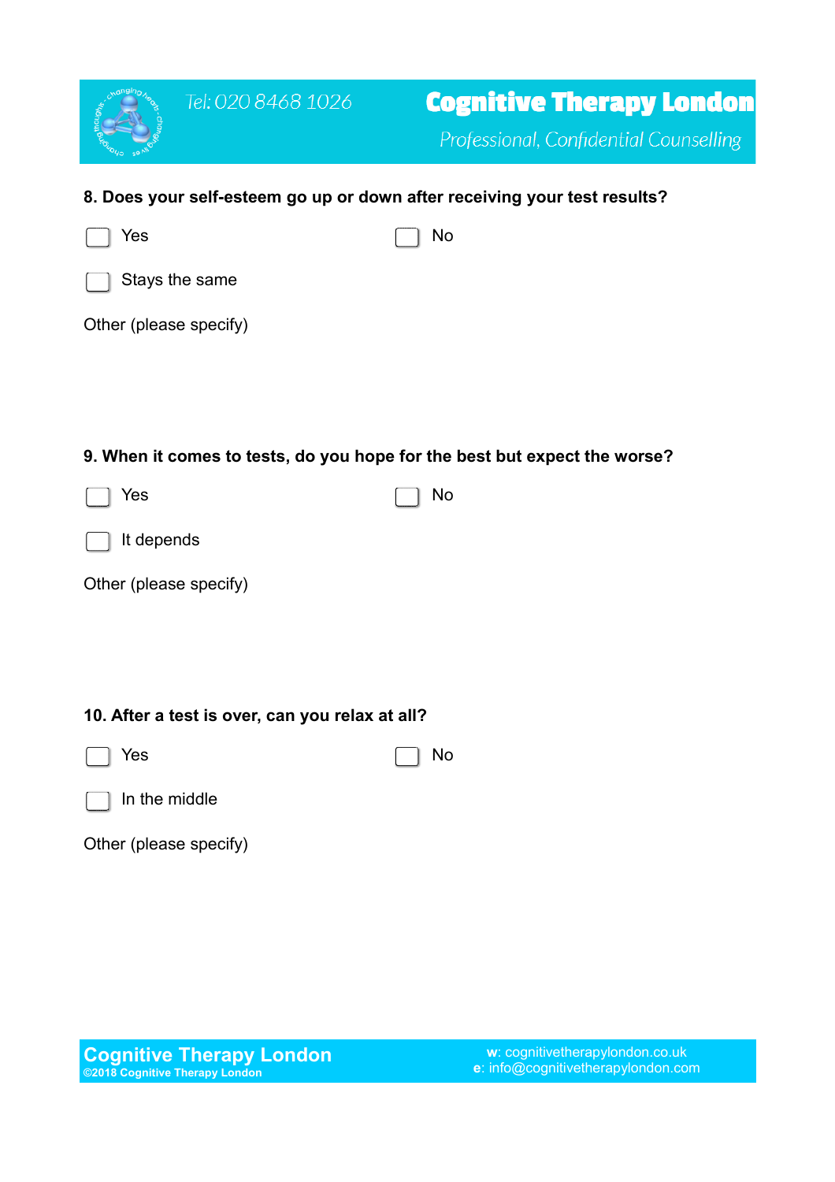**8. Does your self-esteem go up or down after receiving your test results?**

- [ ] Yes
- [ ] No
- [ ] Stays the same

Other (please specify)

**9. When it comes to tests, do you hope for the best but expect the worse?**

- [ ] Yes
- [ ] No
- [ ] It depends

Other (please specify)

**10. After a test is over, can you relax at all?**

- [ ] Yes
- [ ] No
- [ ] In the middle

Other (please specify)